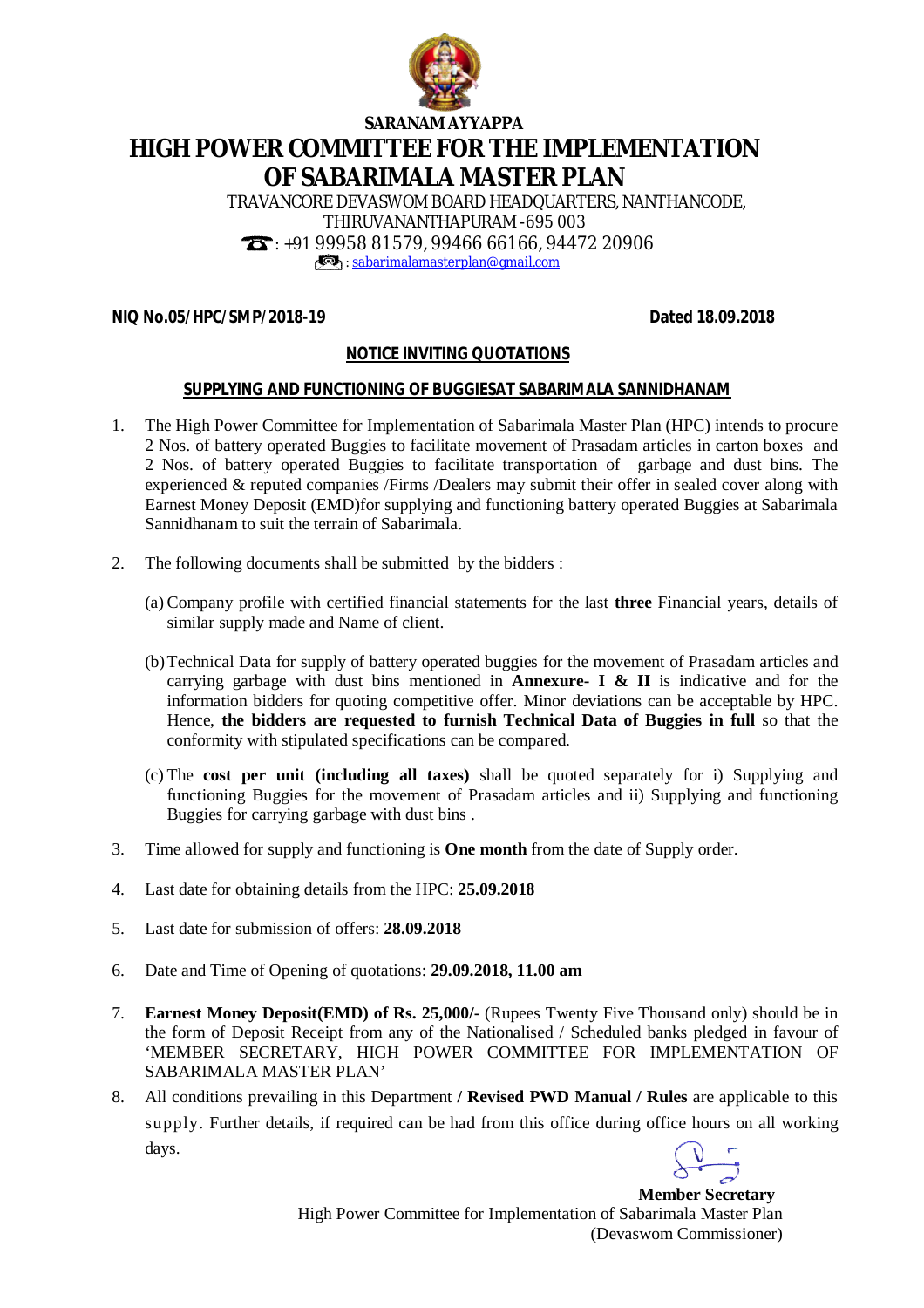**SARANAM AYYAPPA**

# HIGH POWER COMMITTEE FOR THE IMPLEMENTATION OF SABARIMALA MASTER PLAN

TRAVANCORE DEVASWOM BOARD HEADQUARTERS, NANTHANCODE,
THIRUVANANTHAPURAM -695 003
: +91 99958 81579, 99466 66166, 94472 20906
: sabarimalamasterplan@gmail.com

**NIQ No.05/HPC/SMP/2018-19** **Dated 18.09.2018**

## NOTICE INVITING QUOTATIONS

### SUPPLYING AND FUNCTIONING OF BUGGIESAT SABARIMALA SANNIDHANAM

1. The High Power Committee for Implementation of Sabarimala Master Plan (HPC) intends to procure 2 Nos. of battery operated Buggies to facilitate movement of Prasadam articles in carton boxes and 2 Nos. of battery operated Buggies to facilitate transportation of garbage and dust bins. The experienced & reputed companies /Firms /Dealers may submit their offer in sealed cover along with Earnest Money Deposit (EMD)for supplying and functioning battery operated Buggies at Sabarimala Sannidhanam to suit the terrain of Sabarimala.

2. The following documents shall be submitted by the bidders :

   (a) Company profile with certified financial statements for the last **three** Financial years, details of similar supply made and Name of client.

   (b) Technical Data for supply of battery operated buggies for the movement of Prasadam articles and carrying garbage with dust bins mentioned in **Annexure- I & II** is indicative and for the information bidders for quoting competitive offer. Minor deviations can be acceptable by HPC. Hence, **the bidders are requested to furnish Technical Data of Buggies in full** so that the conformity with stipulated specifications can be compared.

   (c) The **cost per unit (including all taxes)** shall be quoted separately for i) Supplying and functioning Buggies for the movement of Prasadam articles and ii) Supplying and functioning Buggies for carrying garbage with dust bins .

3. Time allowed for supply and functioning is **One month** from the date of Supply order.

4. Last date for obtaining details from the HPC: **25.09.2018**

5. Last date for submission of offers: **28.09.2018**

6. Date and Time of Opening of quotations: **29.09.2018, 11.00 am**

7. **Earnest Money Deposit(EMD) of Rs. 25,000/-** (Rupees Twenty Five Thousand only) should be in the form of Deposit Receipt from any of the Nationalised / Scheduled banks pledged in favour of 'MEMBER SECRETARY, HIGH POWER COMMITTEE FOR IMPLEMENTATION OF SABARIMALA MASTER PLAN'

8. All conditions prevailing in this Department **/ Revised PWD Manual / Rules** are applicable to this supply. Further details, if required can be had from this office during office hours on all working days.

**Member Secretary**
High Power Committee for Implementation of Sabarimala Master Plan
(Devaswom Commissioner)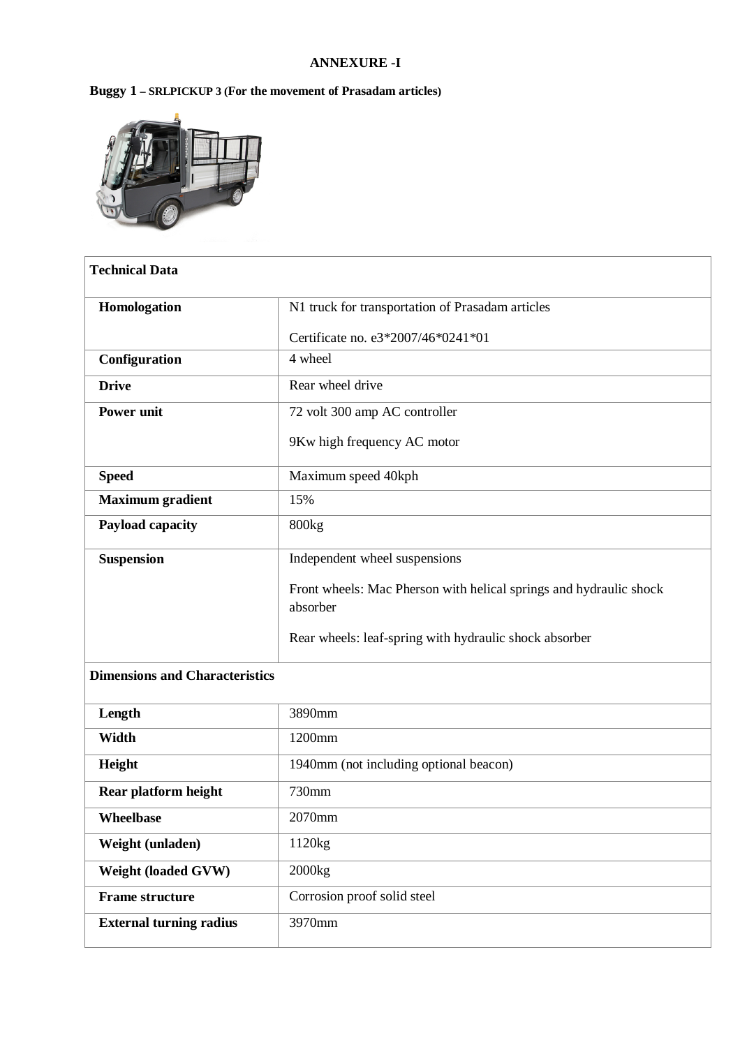**ANNEXURE -I**

**Buggy 1 – SRLPICKUP 3 (For the movement of Prasadam articles)**

| **Technical Data** | |
|---|---|
| **Homologation** | N1 truck for transportation of Prasadam articles<br><br>Certificate no. e3*2007/46*0241*01 |
| **Configuration** | 4 wheel |
| **Drive** | Rear wheel drive |
| **Power unit** | 72 volt 300 amp AC controller<br><br>9Kw high frequency AC motor |
| **Speed** | Maximum speed 40kph |
| **Maximum gradient** | 15% |
| **Payload capacity** | 800kg |
| **Suspension** | Independent wheel suspensions<br><br>Front wheels: Mac Pherson with helical springs and hydraulic shock absorber<br><br>Rear wheels: leaf-spring with hydraulic shock absorber |
| **Dimensions and Characteristics** | |
| **Length** | 3890mm |
| **Width** | 1200mm |
| **Height** | 1940mm (not including optional beacon) |
| **Rear platform height** | 730mm |
| **Wheelbase** | 2070mm |
| **Weight (unladen)** | 1120kg |
| **Weight (loaded GVW)** | 2000kg |
| **Frame structure** | Corrosion proof solid steel |
| **External turning radius** | 3970mm |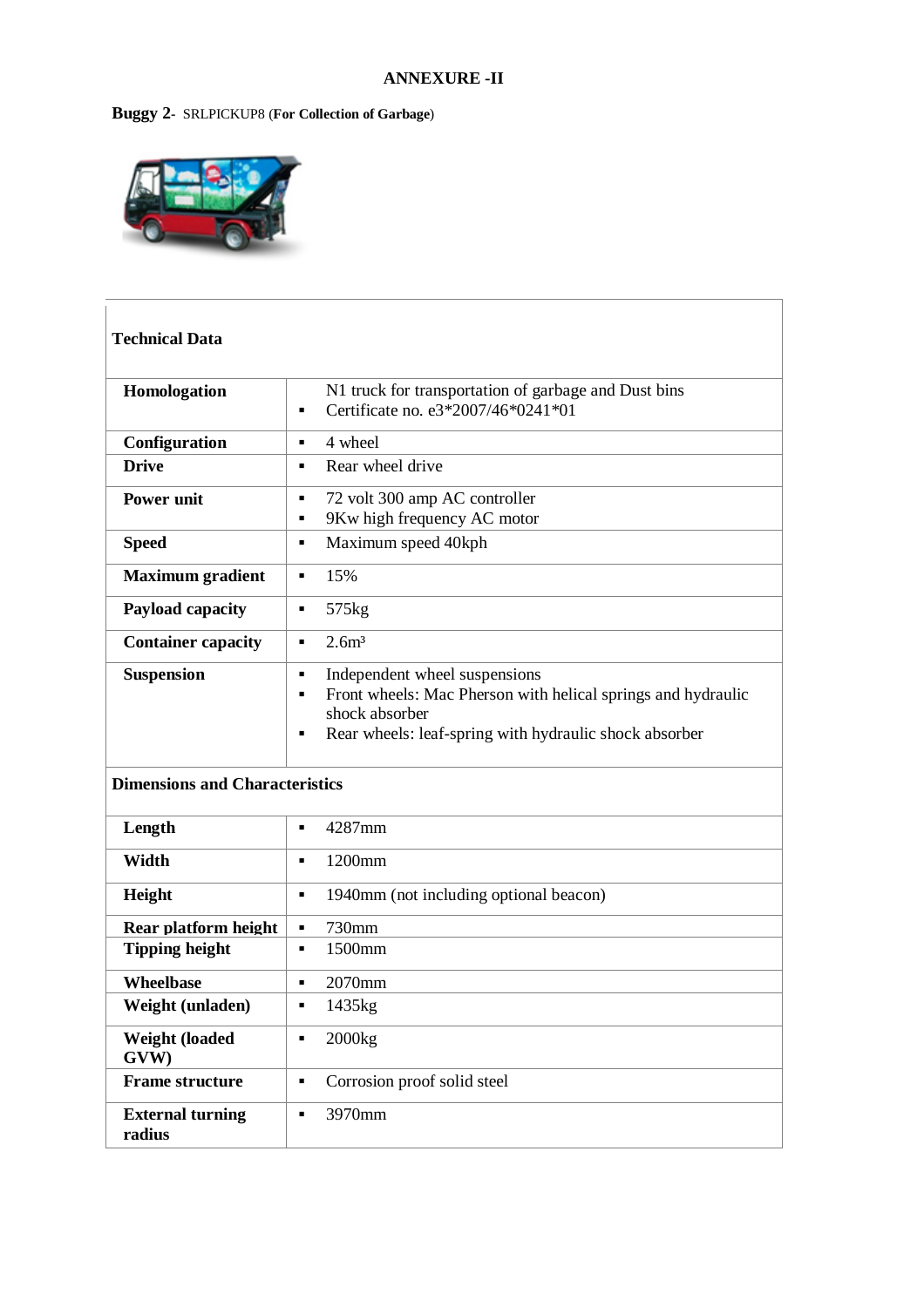## ANNEXURE -II

**Buggy 2**- SRLPICKUP8 (**For Collection of Garbage**)

| | |
|---|---|
| **Technical Data** | |
| **Homologation** | N1 truck for transportation of garbage and Dust bins<br>▪ Certificate no. e3*2007/46*0241*01 |
| **Configuration** | ▪ 4 wheel |
| **Drive** | ▪ Rear wheel drive |
| **Power unit** | ▪ 72 volt 300 amp AC controller<br>▪ 9Kw high frequency AC motor |
| **Speed** | ▪ Maximum speed 40kph |
| **Maximum gradient** | ▪ 15% |
| **Payload capacity** | ▪ 575kg |
| **Container capacity** | ▪ 2.6m³ |
| **Suspension** | ▪ Independent wheel suspensions<br>▪ Front wheels: Mac Pherson with helical springs and hydraulic shock absorber<br>▪ Rear wheels: leaf-spring with hydraulic shock absorber |
| **Dimensions and Characteristics** | |
| **Length** | ▪ 4287mm |
| **Width** | ▪ 1200mm |
| **Height** | ▪ 1940mm (not including optional beacon) |
| **Rear platform height** | ▪ 730mm |
| **Tipping height** | ▪ 1500mm |
| **Wheelbase** | ▪ 2070mm |
| **Weight (unladen)** | ▪ 1435kg |
| **Weight (loaded GVW)** | ▪ 2000kg |
| **Frame structure** | ▪ Corrosion proof solid steel |
| **External turning radius** | ▪ 3970mm |